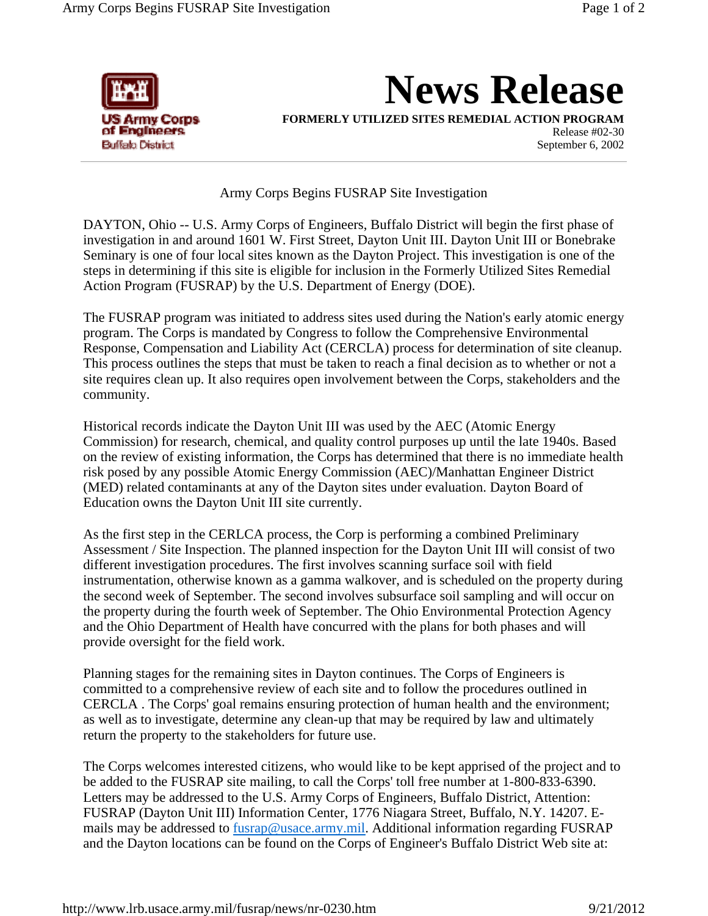US Army Corps of Engineers
Buffalo District

# News Release

**FORMERLY UTILIZED SITES REMEDIAL ACTION PROGRAM**

Release #02-30
September 6, 2002

---

## Army Corps Begins FUSRAP Site Investigation

DAYTON, Ohio -- U.S. Army Corps of Engineers, Buffalo District will begin the first phase of investigation in and around 1601 W. First Street, Dayton Unit III. Dayton Unit III or Bonebrake Seminary is one of four local sites known as the Dayton Project. This investigation is one of the steps in determining if this site is eligible for inclusion in the Formerly Utilized Sites Remedial Action Program (FUSRAP) by the U.S. Department of Energy (DOE).

The FUSRAP program was initiated to address sites used during the Nation's early atomic energy program. The Corps is mandated by Congress to follow the Comprehensive Environmental Response, Compensation and Liability Act (CERCLA) process for determination of site cleanup. This process outlines the steps that must be taken to reach a final decision as to whether or not a site requires clean up. It also requires open involvement between the Corps, stakeholders and the community.

Historical records indicate the Dayton Unit III was used by the AEC (Atomic Energy Commission) for research, chemical, and quality control purposes up until the late 1940s. Based on the review of existing information, the Corps has determined that there is no immediate health risk posed by any possible Atomic Energy Commission (AEC)/Manhattan Engineer District (MED) related contaminants at any of the Dayton sites under evaluation. Dayton Board of Education owns the Dayton Unit III site currently.

As the first step in the CERLCA process, the Corp is performing a combined Preliminary Assessment / Site Inspection. The planned inspection for the Dayton Unit III will consist of two different investigation procedures. The first involves scanning surface soil with field instrumentation, otherwise known as a gamma walkover, and is scheduled on the property during the second week of September. The second involves subsurface soil sampling and will occur on the property during the fourth week of September. The Ohio Environmental Protection Agency and the Ohio Department of Health have concurred with the plans for both phases and will provide oversight for the field work.

Planning stages for the remaining sites in Dayton continues. The Corps of Engineers is committed to a comprehensive review of each site and to follow the procedures outlined in CERCLA . The Corps' goal remains ensuring protection of human health and the environment; as well as to investigate, determine any clean-up that may be required by law and ultimately return the property to the stakeholders for future use.

The Corps welcomes interested citizens, who would like to be kept apprised of the project and to be added to the FUSRAP site mailing, to call the Corps' toll free number at 1-800-833-6390. Letters may be addressed to the U.S. Army Corps of Engineers, Buffalo District, Attention: FUSRAP (Dayton Unit III) Information Center, 1776 Niagara Street, Buffalo, N.Y. 14207. E-mails may be addressed to fusrap@usace.army.mil. Additional information regarding FUSRAP and the Dayton locations can be found on the Corps of Engineer's Buffalo District Web site at: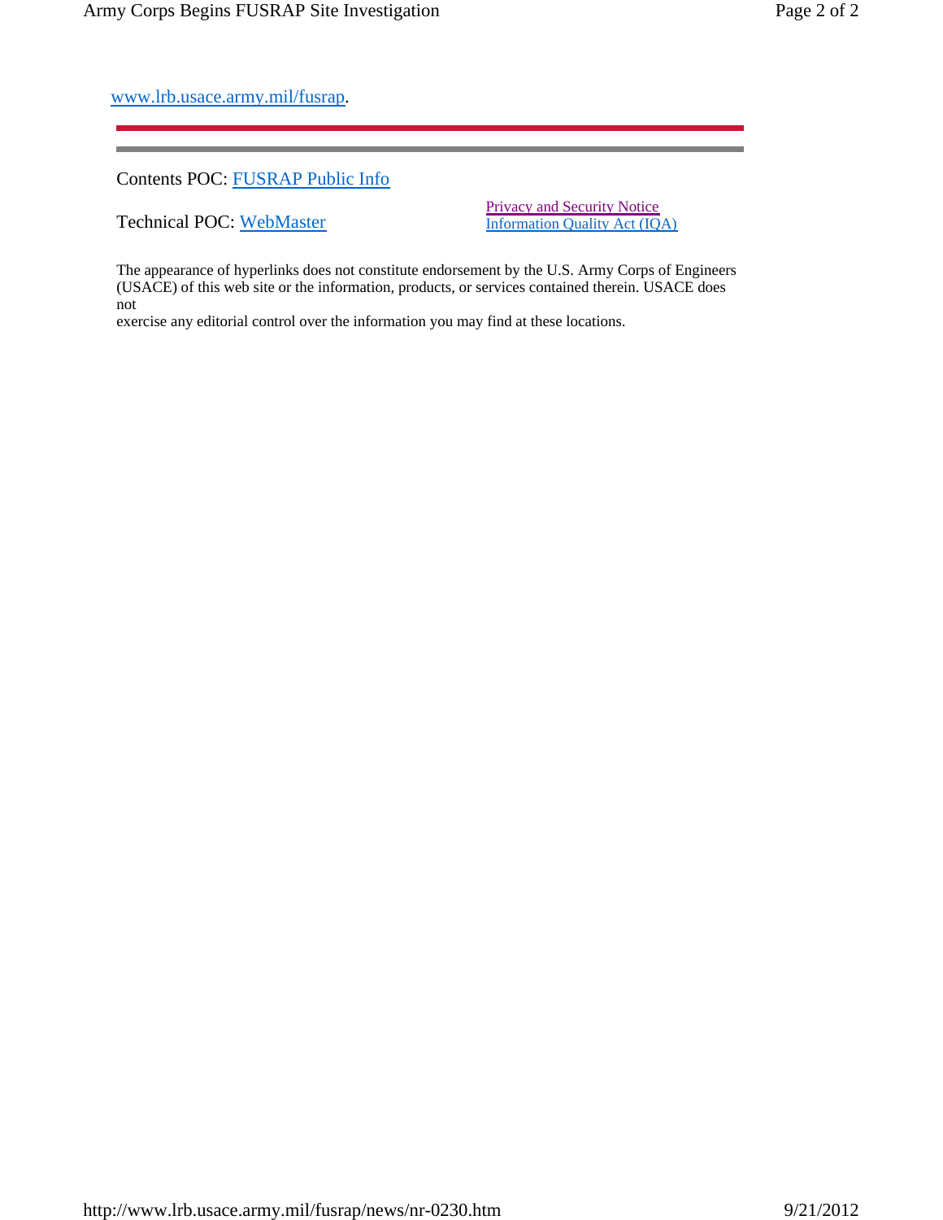www.lrb.usace.army.mil/fusrap.

---

Contents POC: FUSRAP Public Info

Technical POC: WebMaster

Privacy and Security Notice
Information Quality Act (IQA)

The appearance of hyperlinks does not constitute endorsement by the U.S. Army Corps of Engineers (USACE) of this web site or the information, products, or services contained therein. USACE does not
exercise any editorial control over the information you may find at these locations.